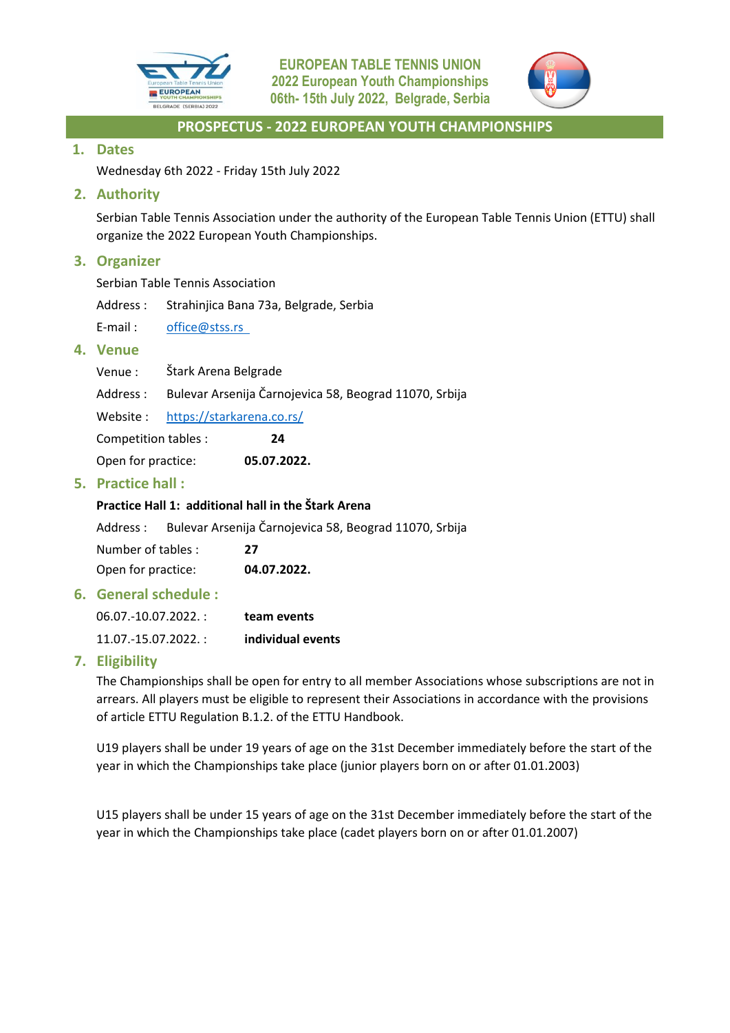# EUROPEAN TABLE TENNIS UNION
# 2022 European Youth Championships
# 06th- 15th July 2022, Belgrade, Serbia

## PROSPECTUS - 2022 EUROPEAN YOUTH CHAMPIONSHIPS

### 1. Dates

Wednesday 6th 2022 - Friday 15th July 2022

### 2. Authority

Serbian Table Tennis Association under the authority of the European Table Tennis Union (ETTU) shall organize the 2022 European Youth Championships.

### 3. Organizer

Serbian Table Tennis Association

Address : Strahinjica Bana 73a, Belgrade, Serbia

E-mail : office@stss.rs

### 4. Venue

Venue : Štark Arena Belgrade

Address : Bulevar Arsenija Čarnojevica 58, Beograd 11070, Srbija

Website : https://starkarena.co.rs/

Competition tables : **24**

Open for practice: **05.07.2022.**

### 5. Practice hall :

**Practice Hall 1: additional hall in the Štark Arena**

Address : Bulevar Arsenija Čarnojevica 58, Beograd 11070, Srbija

Number of tables : **27**

Open for practice: **04.07.2022.**

### 6. General schedule :

06.07.-10.07.2022. : **team events**

11.07.-15.07.2022. : **individual events**

### 7. Eligibility

The Championships shall be open for entry to all member Associations whose subscriptions are not in arrears. All players must be eligible to represent their Associations in accordance with the provisions of article ETTU Regulation B.1.2. of the ETTU Handbook.

U19 players shall be under 19 years of age on the 31st December immediately before the start of the year in which the Championships take place (junior players born on or after 01.01.2003)

U15 players shall be under 15 years of age on the 31st December immediately before the start of the year in which the Championships take place (cadet players born on or after 01.01.2007)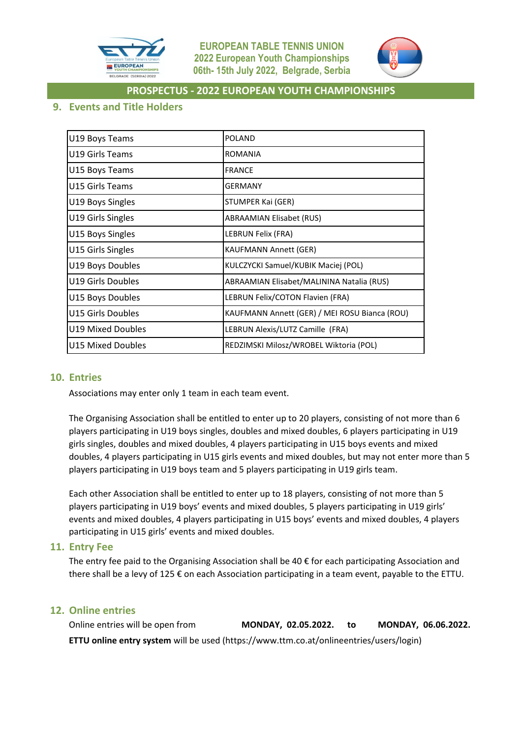PROSPECTUS - 2022 EUROPEAN YOUTH CHAMPIONSHIPS

## 9. Events and Title Holders

| | |
|---|---|
| U19 Boys Teams | POLAND |
| U19 Girls Teams | ROMANIA |
| U15 Boys Teams | FRANCE |
| U15 Girls Teams | GERMANY |
| U19 Boys Singles | STUMPER Kai (GER) |
| U19 Girls Singles | ABRAAMIAN Elisabet (RUS) |
| U15 Boys Singles | LEBRUN Felix (FRA) |
| U15 Girls Singles | KAUFMANN Annett (GER) |
| U19 Boys Doubles | KULCZYCKI Samuel/KUBIK Maciej (POL) |
| U19 Girls Doubles | ABRAAMIAN Elisabet/MALININA Natalia (RUS) |
| U15 Boys Doubles | LEBRUN Felix/COTON Flavien (FRA) |
| U15 Girls Doubles | KAUFMANN Annett (GER) / MEI ROSU Bianca (ROU) |
| U19 Mixed Doubles | LEBRUN Alexis/LUTZ Camille (FRA) |
| U15 Mixed Doubles | REDZIMSKI Milosz/WROBEL Wiktoria (POL) |

## 10. Entries

Associations may enter only 1 team in each team event.

The Organising Association shall be entitled to enter up to 20 players, consisting of not more than 6 players participating in U19 boys singles, doubles and mixed doubles, 6 players participating in U19 girls singles, doubles and mixed doubles, 4 players participating in U15 boys events and mixed doubles, 4 players participating in U15 girls events and mixed doubles, but may not enter more than 5 players participating in U19 boys team and 5 players participating in U19 girls team.

Each other Association shall be entitled to enter up to 18 players, consisting of not more than 5 players participating in U19 boys' events and mixed doubles, 5 players participating in U19 girls' events and mixed doubles, 4 players participating in U15 boys' events and mixed doubles, 4 players participating in U15 girls' events and mixed doubles.

## 11. Entry Fee

The entry fee paid to the Organising Association shall be 40 € for each participating Association and there shall be a levy of 125 € on each Association participating in a team event, payable to the ETTU.

## 12. Online entries

Online entries will be open from **MONDAY, 02.05.2022.** to **MONDAY, 06.06.2022.**

**ETTU online entry system** will be used (https://www.ttm.co.at/onlineentries/users/login)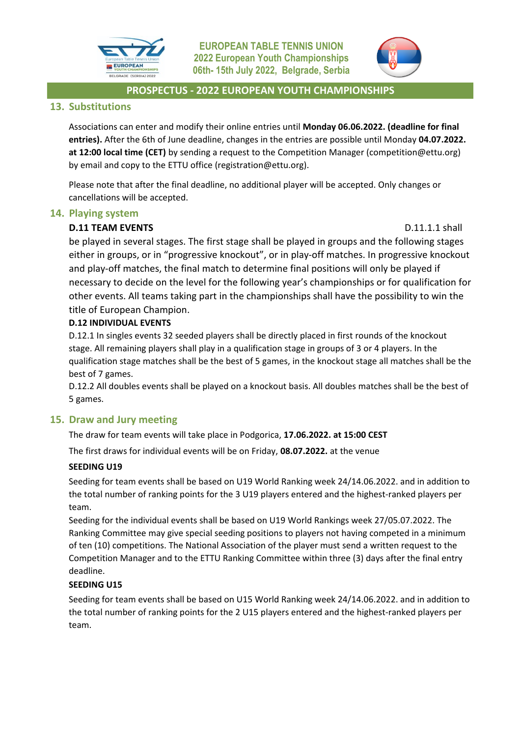## 13. Substitutions

Associations can enter and modify their online entries until **Monday 06.06.2022. (deadline for final entries).** After the 6th of June deadline, changes in the entries are possible until Monday **04.07.2022. at 12:00 local time (CET)** by sending a request to the Competition Manager (competition@ettu.org) by email and copy to the ETTU office (registration@ettu.org).

Please note that after the final deadline, no additional player will be accepted. Only changes or cancellations will be accepted.

## 14. Playing system

**D.11 TEAM EVENTS**

D.11.1.1 shall be played in several stages. The first stage shall be played in groups and the following stages either in groups, or in "progressive knockout", or in play-off matches. In progressive knockout and play-off matches, the final match to determine final positions will only be played if necessary to decide on the level for the following year's championships or for qualification for other events. All teams taking part in the championships shall have the possibility to win the title of European Champion.

**D.12 INDIVIDUAL EVENTS**

D.12.1 In singles events 32 seeded players shall be directly placed in first rounds of the knockout stage. All remaining players shall play in a qualification stage in groups of 3 or 4 players. In the qualification stage matches shall be the best of 5 games, in the knockout stage all matches shall be the best of 7 games.

D.12.2 All doubles events shall be played on a knockout basis. All doubles matches shall be the best of 5 games.

## 15. Draw and Jury meeting

The draw for team events will take place in Podgorica, **17.06.2022. at 15:00 CEST**

The first draws for individual events will be on Friday, **08.07.2022.** at the venue

**SEEDING U19**

Seeding for team events shall be based on U19 World Ranking week 24/14.06.2022. and in addition to the total number of ranking points for the 3 U19 players entered and the highest-ranked players per team.

Seeding for the individual events shall be based on U19 World Rankings week 27/05.07.2022. The Ranking Committee may give special seeding positions to players not having competed in a minimum of ten (10) competitions. The National Association of the player must send a written request to the Competition Manager and to the ETTU Ranking Committee within three (3) days after the final entry deadline.

**SEEDING U15**

Seeding for team events shall be based on U15 World Ranking week 24/14.06.2022. and in addition to the total number of ranking points for the 2 U15 players entered and the highest-ranked players per team.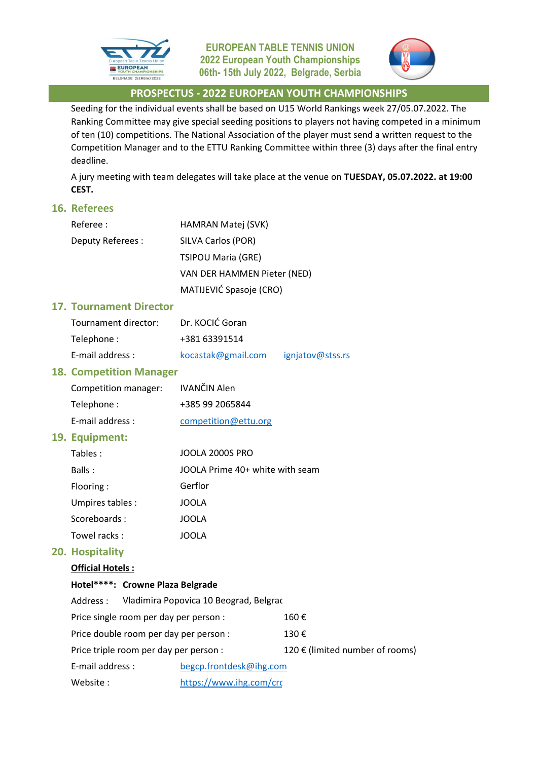Seeding for the individual events shall be based on U15 World Rankings week 27/05.07.2022. The Ranking Committee may give special seeding positions to players not having competed in a minimum of ten (10) competitions. The National Association of the player must send a written request to the Competition Manager and to the ETTU Ranking Committee within three (3) days after the final entry deadline.

A jury meeting with team delegates will take place at the venue on **TUESDAY, 05.07.2022. at 19:00 CEST.**

## 16. Referees

Referee : HAMRAN Matej (SVK)

Deputy Referees : SILVA Carlos (POR)
TSIPOU Maria (GRE)
VAN DER HAMMEN Pieter (NED)
MATIJEVIĆ Spasoje (CRO)

## 17. Tournament Director

Tournament director: Dr. KOCIĆ Goran

Telephone : +381 63391514

E-mail address : kocastak@gmail.com ignjatov@stss.rs

## 18. Competition Manager

Competition manager: IVANČIN Alen

Telephone : +385 99 2065844

E-mail address : competition@ettu.org

## 19. Equipment:

Tables : JOOLA 2000S PRO

Balls : JOOLA Prime 40+ white with seam

Flooring : Gerflor

Umpires tables : JOOLA

Scoreboards : JOOLA

Towel racks : JOOLA

## 20. Hospitality

**Official Hotels :**

**Hotel****: Crowne Plaza Belgrade**

Address : Vladimira Popovica 10 Beograd, Belgrac

Price single room per day per person : 160 €

Price double room per day per person : 130 €

Price triple room per day per person : 120 € (limited number of rooms)

E-mail address : begcp.frontdesk@ihg.com

Website : https://www.ihg.com/crc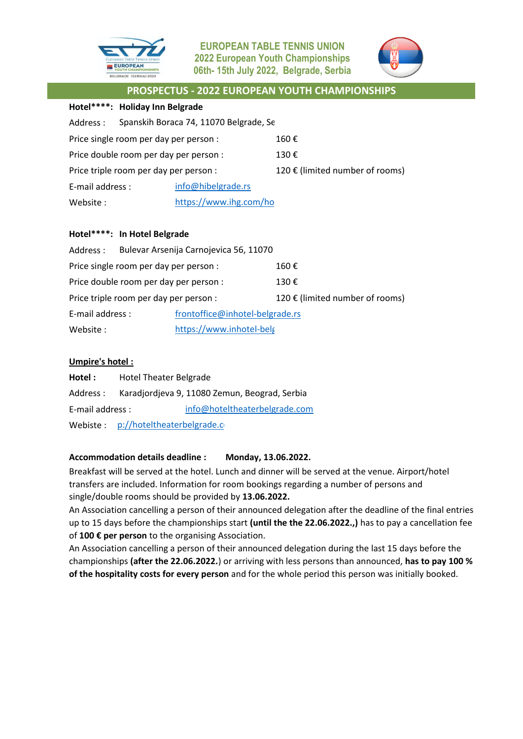EUROPEAN TABLE TENNIS UNION
2022 European Youth Championships
06th- 15th July 2022, Belgrade, Serbia

## PROSPECTUS - 2022 EUROPEAN YOUTH CHAMPIONSHIPS

**Hotel\*\*\*\*: Holiday Inn Belgrade**

Address : Spanskih Boraca 74, 11070 Belgrade, Se

Price single room per day per person : 160 €

Price double room per day per person : 130 €

Price triple room per day per person : 120 € (limited number of rooms)

E-mail address : info@hibelgrade.rs

Website : https://www.ihg.com/ho

**Hotel\*\*\*\*: In Hotel Belgrade**

Address : Bulevar Arsenija Carnojevica 56, 11070

Price single room per day per person : 160 €

Price double room per day per person : 130 €

Price triple room per day per person : 120 € (limited number of rooms)

E-mail address : frontoffice@inhotel-belgrade.rs

Website : https://www.inhotel-belg

**Umpire's hotel :**

**Hotel :** Hotel Theater Belgrade

Address : Karadjordjeva 9, 11080 Zemun, Beograd, Serbia

E-mail address : info@hoteltheaterbelgrade.com

Webiste : p://hoteltheaterbelgrade.c

**Accommodation details deadline : Monday, 13.06.2022.**

Breakfast will be served at the hotel. Lunch and dinner will be served at the venue. Airport/hotel transfers are included. Information for room bookings regarding a number of persons and single/double rooms should be provided by **13.06.2022.**

An Association cancelling a person of their announced delegation after the deadline of the final entries up to 15 days before the championships start **(until the the 22.06.2022.,)** has to pay a cancellation fee of **100 € per person** to the organising Association.

An Association cancelling a person of their announced delegation during the last 15 days before the championships **(after the 22.06.2022.**) or arriving with less persons than announced, **has to pay 100 % of the hospitality costs for every person** and for the whole period this person was initially booked.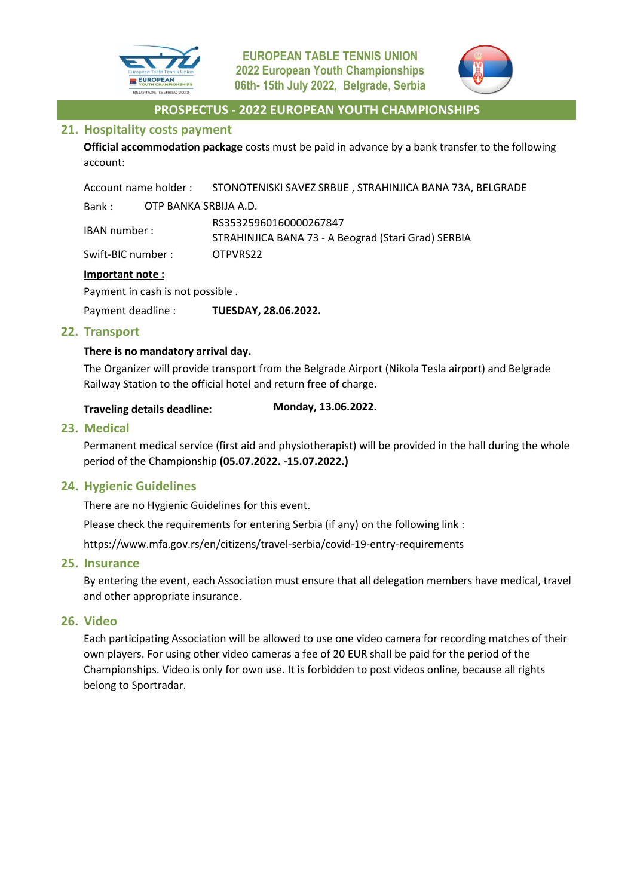## 21. Hospitality costs payment

**Official accommodation package** costs must be paid in advance by a bank transfer to the following account:

Account name holder : STONOTENISKI SAVEZ SRBIJE , STRAHINJICA BANA 73A, BELGRADE

Bank : OTP BANKA SRBIJA A.D.

IBAN number : RS35325960160000267847
STRAHINJICA BANA 73 - A Beograd (Stari Grad) SERBIA

Swift-BIC number : OTPVRS22

**Important note :**

Payment in cash is not possible .

Payment deadline : **TUESDAY, 28.06.2022.**

## 22. Transport

**There is no mandatory arrival day.**

The Organizer will provide transport from the Belgrade Airport (Nikola Tesla airport) and Belgrade Railway Station to the official hotel and return free of charge.

**Traveling details deadline:** **Monday, 13.06.2022.**

## 23. Medical

Permanent medical service (first aid and physiotherapist) will be provided in the hall during the whole period of the Championship **(05.07.2022. -15.07.2022.)**

## 24. Hygienic Guidelines

There are no Hygienic Guidelines for this event.

Please check the requirements for entering Serbia (if any) on the following link :

https://www.mfa.gov.rs/en/citizens/travel-serbia/covid-19-entry-requirements

## 25. Insurance

By entering the event, each Association must ensure that all delegation members have medical, travel and other appropriate insurance.

## 26. Video

Each participating Association will be allowed to use one video camera for recording matches of their own players. For using other video cameras a fee of 20 EUR shall be paid for the period of the Championships. Video is only for own use. It is forbidden to post videos online, because all rights belong to Sportradar.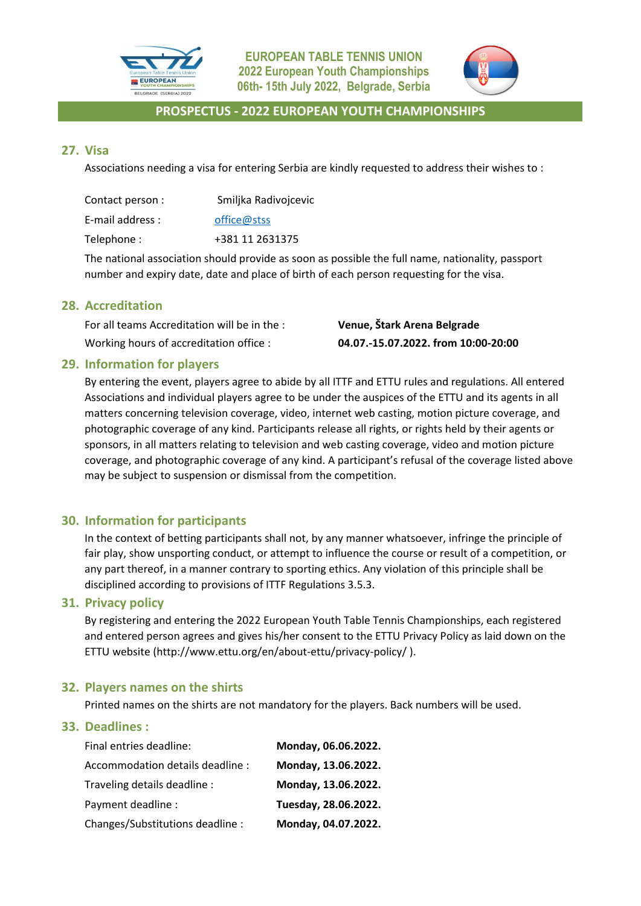## 27. Visa

Associations needing a visa for entering Serbia are kindly requested to address their wishes to :

| | |
|---|---|
| Contact person : | Smiljka Radivojcevic |
| E-mail address : | office@stss |
| Telephone : | +381 11 2631375 |

The national association should provide as soon as possible the full name, nationality, passport number and expiry date, date and place of birth of each person requesting for the visa.

## 28. Accreditation

| | |
|---|---|
| For all teams Accreditation will be in the : | **Venue, Štark Arena Belgrade** |
| Working hours of accreditation office : | **04.07.-15.07.2022. from 10:00-20:00** |

## 29. Information for players

By entering the event, players agree to abide by all ITTF and ETTU rules and regulations. All entered Associations and individual players agree to be under the auspices of the ETTU and its agents in all matters concerning television coverage, video, internet web casting, motion picture coverage, and photographic coverage of any kind. Participants release all rights, or rights held by their agents or sponsors, in all matters relating to television and web casting coverage, video and motion picture coverage, and photographic coverage of any kind. A participant's refusal of the coverage listed above may be subject to suspension or dismissal from the competition.

## 30. Information for participants

In the context of betting participants shall not, by any manner whatsoever, infringe the principle of fair play, show unsporting conduct, or attempt to influence the course or result of a competition, or any part thereof, in a manner contrary to sporting ethics. Any violation of this principle shall be disciplined according to provisions of ITTF Regulations 3.5.3.

## 31. Privacy policy

By registering and entering the 2022 European Youth Table Tennis Championships, each registered and entered person agrees and gives his/her consent to the ETTU Privacy Policy as laid down on the ETTU website (http://www.ettu.org/en/about-ettu/privacy-policy/ ).

## 32. Players names on the shirts

Printed names on the shirts are not mandatory for the players. Back numbers will be used.

## 33. Deadlines :

| | |
|---|---|
| Final entries deadline: | **Monday, 06.06.2022.** |
| Accommodation details deadline : | **Monday, 13.06.2022.** |
| Traveling details deadline : | **Monday, 13.06.2022.** |
| Payment deadline : | **Tuesday, 28.06.2022.** |
| Changes/Substitutions deadline : | **Monday, 04.07.2022.** |